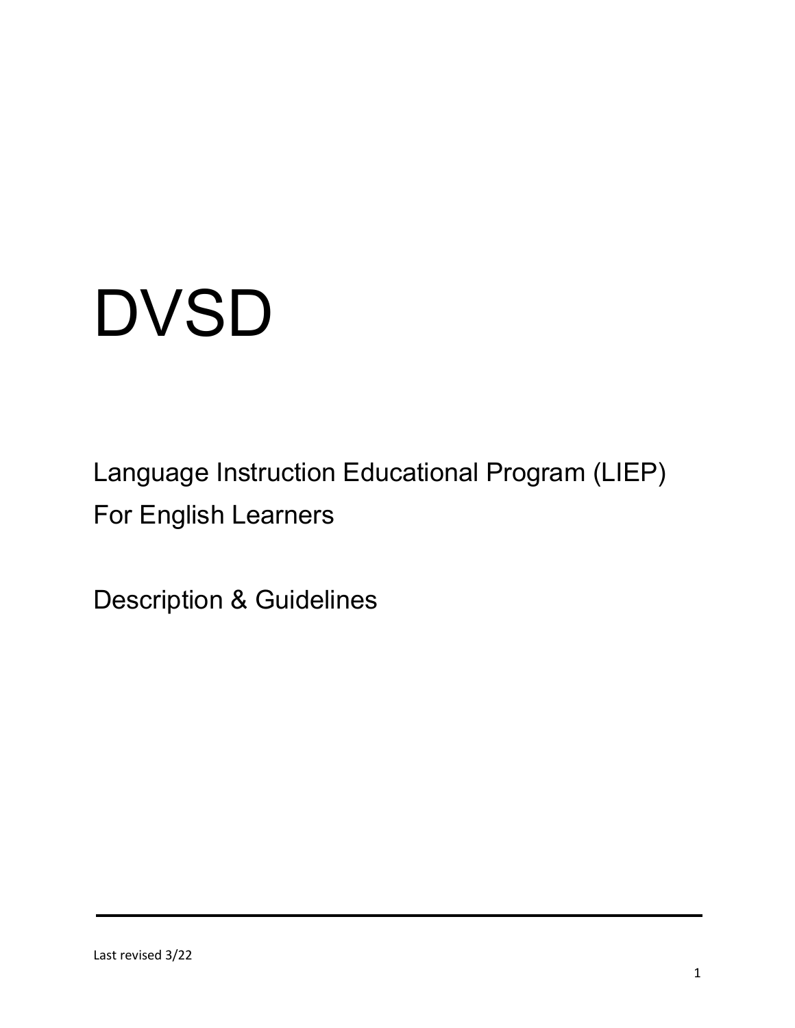# DVSD

## Language Instruction Educational Program (LIEP) For English Learners

## Description & Guidelines

---

Last revised 3/22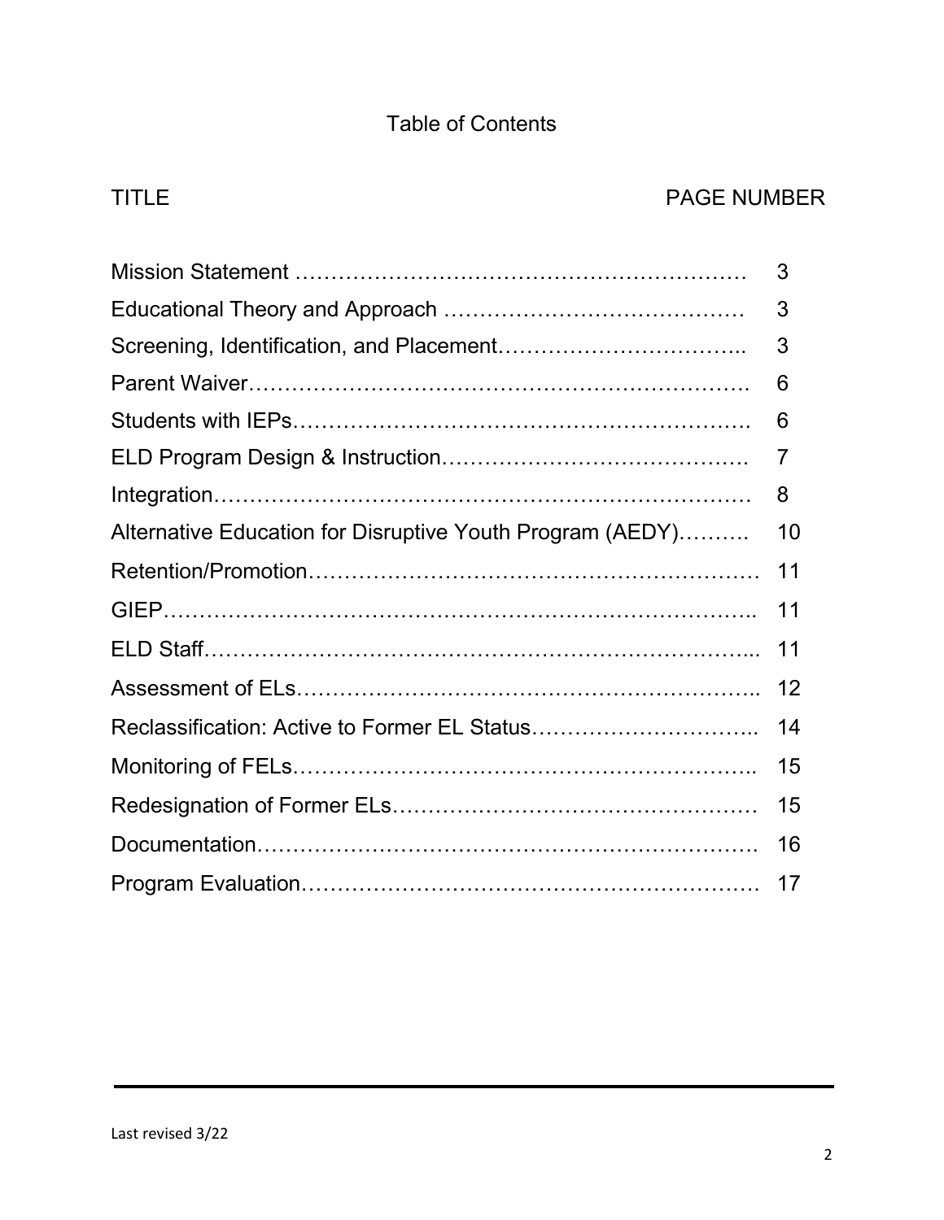# Table of Contents

| TITLE | PAGE NUMBER |
| --- | --- |
| Mission Statement | 3 |
| Educational Theory and Approach | 3 |
| Screening, Identification, and Placement | 3 |
| Parent Waiver | 6 |
| Students with IEPs | 6 |
| ELD Program Design & Instruction | 7 |
| Integration | 8 |
| Alternative Education for Disruptive Youth Program (AEDY) | 10 |
| Retention/Promotion | 11 |
| GIEP | 11 |
| ELD Staff | 11 |
| Assessment of ELs | 12 |
| Reclassification: Active to Former EL Status | 14 |
| Monitoring of FELs | 15 |
| Redesignation of Former ELs | 15 |
| Documentation | 16 |
| Program Evaluation | 17 |

Last revised 3/22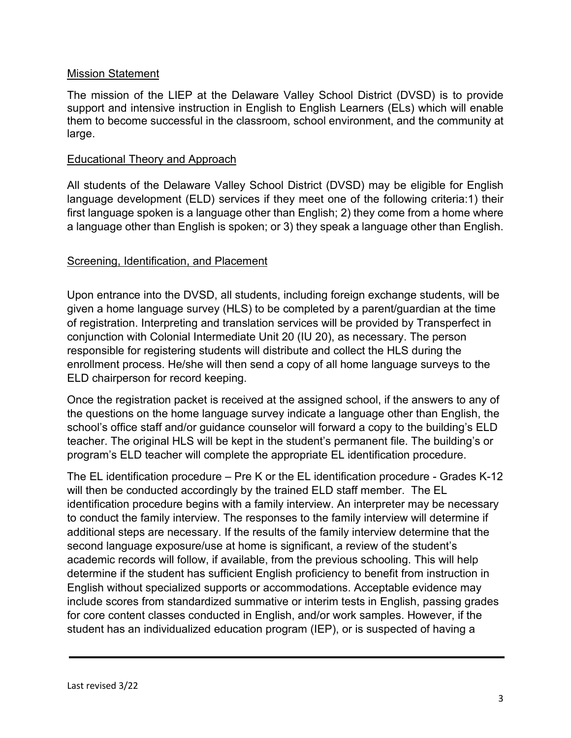## Mission Statement

The mission of the LIEP at the Delaware Valley School District (DVSD) is to provide support and intensive instruction in English to English Learners (ELs) which will enable them to become successful in the classroom, school environment, and the community at large.

## Educational Theory and Approach

All students of the Delaware Valley School District (DVSD) may be eligible for English language development (ELD) services if they meet one of the following criteria:1) their first language spoken is a language other than English; 2) they come from a home where a language other than English is spoken; or 3) they speak a language other than English.

## Screening, Identification, and Placement

Upon entrance into the DVSD, all students, including foreign exchange students, will be given a home language survey (HLS) to be completed by a parent/guardian at the time of registration. Interpreting and translation services will be provided by Transperfect in conjunction with Colonial Intermediate Unit 20 (IU 20), as necessary. The person responsible for registering students will distribute and collect the HLS during the enrollment process. He/she will then send a copy of all home language surveys to the ELD chairperson for record keeping.

Once the registration packet is received at the assigned school, if the answers to any of the questions on the home language survey indicate a language other than English, the school's office staff and/or guidance counselor will forward a copy to the building's ELD teacher. The original HLS will be kept in the student's permanent file. The building's or program's ELD teacher will complete the appropriate EL identification procedure.

The EL identification procedure – Pre K or the EL identification procedure - Grades K-12 will then be conducted accordingly by the trained ELD staff member. The EL identification procedure begins with a family interview. An interpreter may be necessary to conduct the family interview. The responses to the family interview will determine if additional steps are necessary. If the results of the family interview determine that the second language exposure/use at home is significant, a review of the student's academic records will follow, if available, from the previous schooling. This will help determine if the student has sufficient English proficiency to benefit from instruction in English without specialized supports or accommodations. Acceptable evidence may include scores from standardized summative or interim tests in English, passing grades for core content classes conducted in English, and/or work samples. However, if the student has an individualized education program (IEP), or is suspected of having a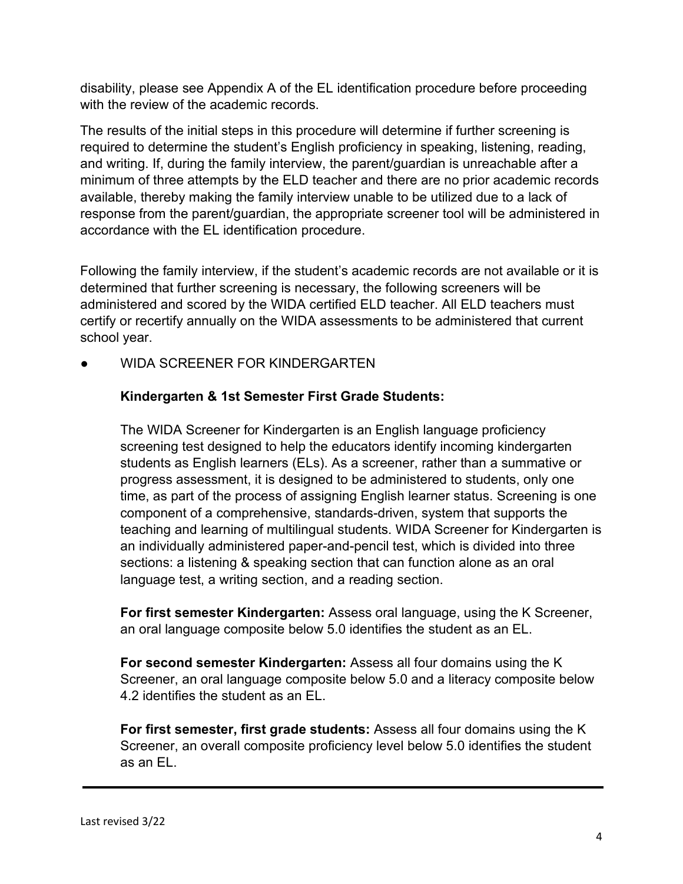disability, please see Appendix A of the EL identification procedure before proceeding with the review of the academic records.

The results of the initial steps in this procedure will determine if further screening is required to determine the student's English proficiency in speaking, listening, reading, and writing. If, during the family interview, the parent/guardian is unreachable after a minimum of three attempts by the ELD teacher and there are no prior academic records available, thereby making the family interview unable to be utilized due to a lack of response from the parent/guardian, the appropriate screener tool will be administered in accordance with the EL identification procedure.

Following the family interview, if the student's academic records are not available or it is determined that further screening is necessary, the following screeners will be administered and scored by the WIDA certified ELD teacher. All ELD teachers must certify or recertify annually on the WIDA assessments to be administered that current school year.

- WIDA SCREENER FOR KINDERGARTEN

  **Kindergarten & 1st Semester First Grade Students:**

  The WIDA Screener for Kindergarten is an English language proficiency screening test designed to help the educators identify incoming kindergarten students as English learners (ELs). As a screener, rather than a summative or progress assessment, it is designed to be administered to students, only one time, as part of the process of assigning English learner status. Screening is one component of a comprehensive, standards-driven, system that supports the teaching and learning of multilingual students. WIDA Screener for Kindergarten is an individually administered paper-and-pencil test, which is divided into three sections: a listening & speaking section that can function alone as an oral language test, a writing section, and a reading section.

  **For first semester Kindergarten:** Assess oral language, using the K Screener, an oral language composite below 5.0 identifies the student as an EL.

  **For second semester Kindergarten:** Assess all four domains using the K Screener, an oral language composite below 5.0 and a literacy composite below 4.2 identifies the student as an EL.

  **For first semester, first grade students:** Assess all four domains using the K Screener, an overall composite proficiency level below 5.0 identifies the student as an EL.

Last revised 3/22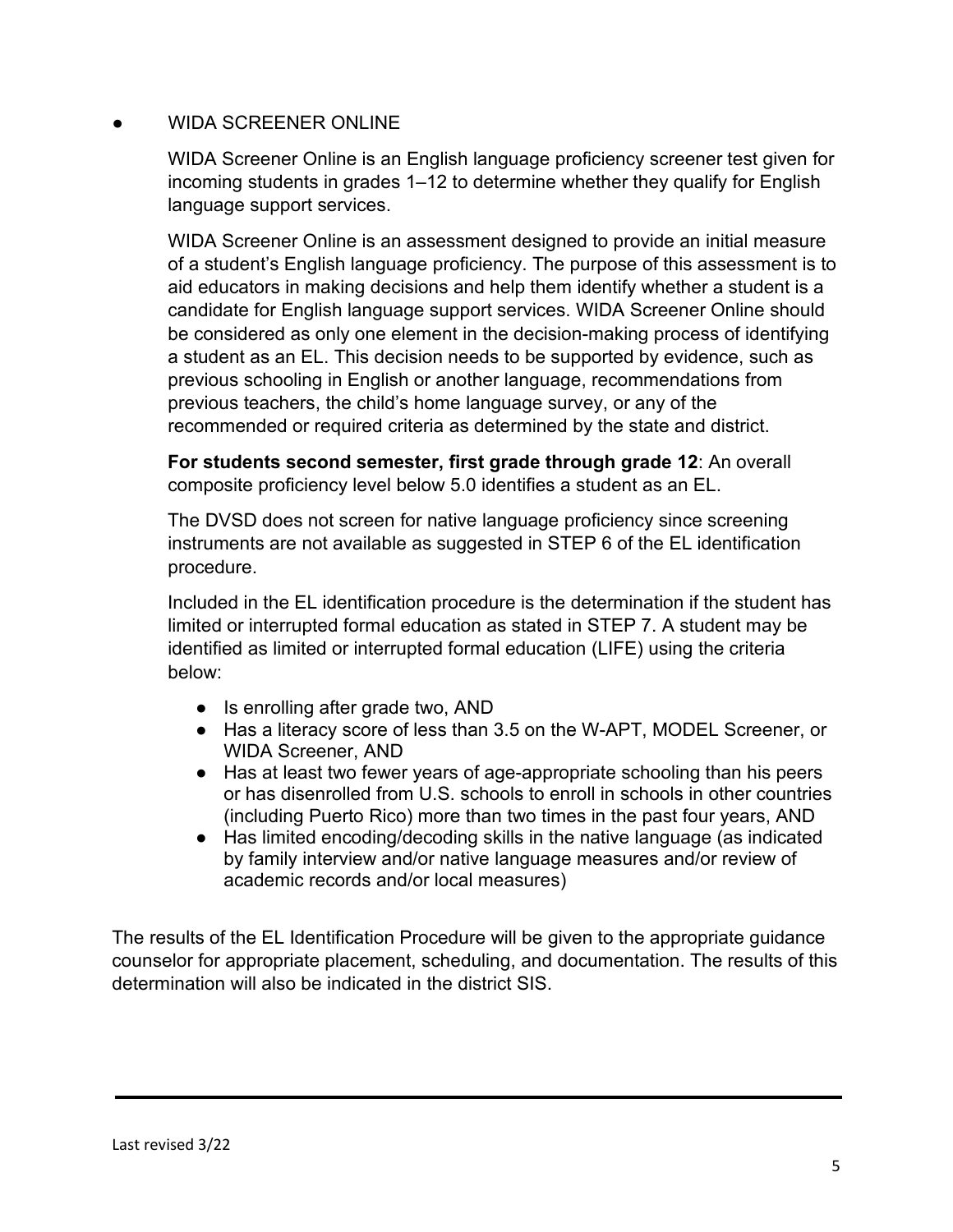- WIDA SCREENER ONLINE

  WIDA Screener Online is an English language proficiency screener test given for incoming students in grades 1–12 to determine whether they qualify for English language support services.

  WIDA Screener Online is an assessment designed to provide an initial measure of a student's English language proficiency. The purpose of this assessment is to aid educators in making decisions and help them identify whether a student is a candidate for English language support services. WIDA Screener Online should be considered as only one element in the decision-making process of identifying a student as an EL. This decision needs to be supported by evidence, such as previous schooling in English or another language, recommendations from previous teachers, the child's home language survey, or any of the recommended or required criteria as determined by the state and district.

  **For students second semester, first grade through grade 12**: An overall composite proficiency level below 5.0 identifies a student as an EL.

  The DVSD does not screen for native language proficiency since screening instruments are not available as suggested in STEP 6 of the EL identification procedure.

  Included in the EL identification procedure is the determination if the student has limited or interrupted formal education as stated in STEP 7. A student may be identified as limited or interrupted formal education (LIFE) using the criteria below:

  - Is enrolling after grade two, AND
  - Has a literacy score of less than 3.5 on the W-APT, MODEL Screener, or WIDA Screener, AND
  - Has at least two fewer years of age-appropriate schooling than his peers or has disenrolled from U.S. schools to enroll in schools in other countries (including Puerto Rico) more than two times in the past four years, AND
  - Has limited encoding/decoding skills in the native language (as indicated by family interview and/or native language measures and/or review of academic records and/or local measures)

The results of the EL Identification Procedure will be given to the appropriate guidance counselor for appropriate placement, scheduling, and documentation. The results of this determination will also be indicated in the district SIS.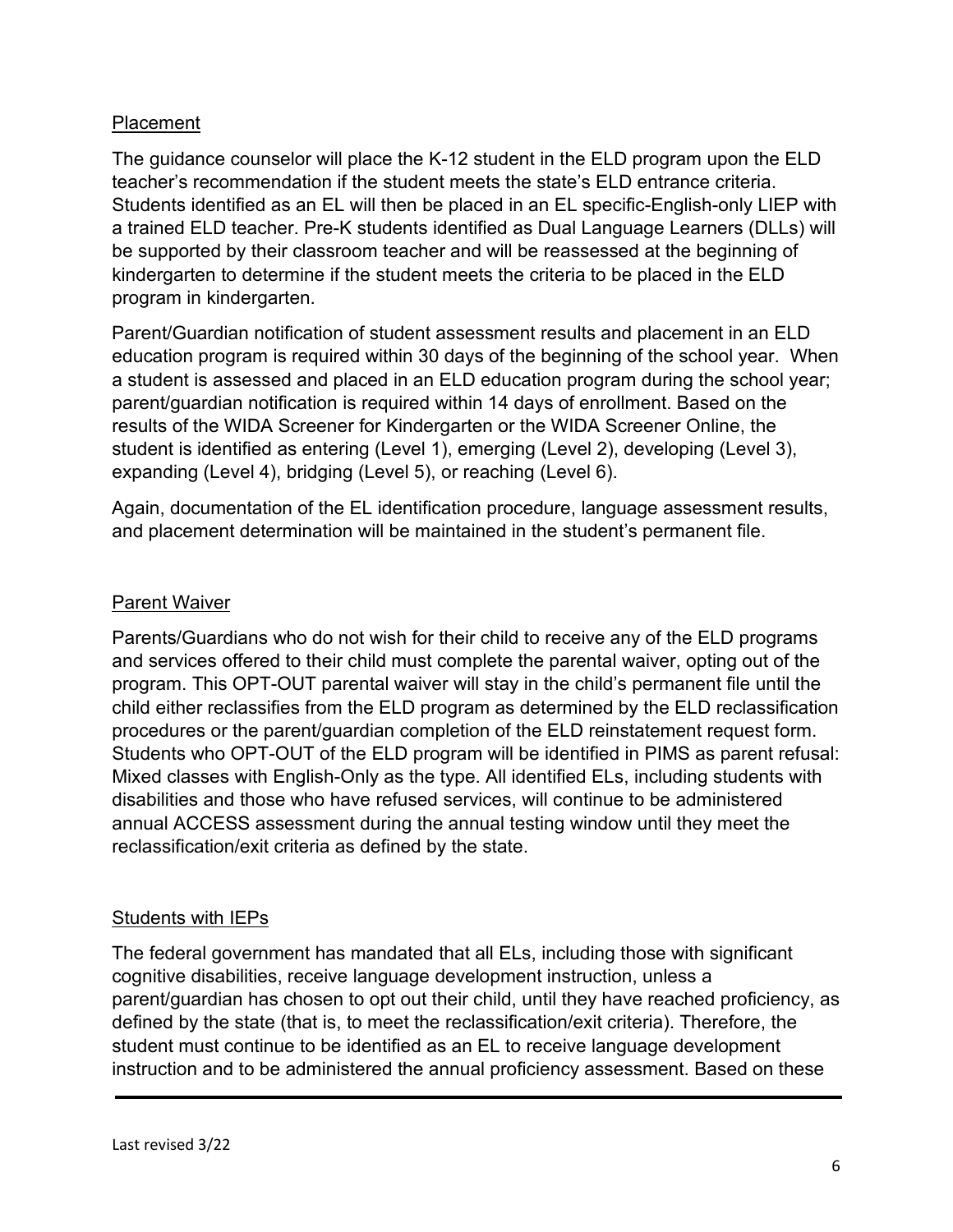## Placement

The guidance counselor will place the K-12 student in the ELD program upon the ELD teacher's recommendation if the student meets the state's ELD entrance criteria. Students identified as an EL will then be placed in an EL specific-English-only LIEP with a trained ELD teacher. Pre-K students identified as Dual Language Learners (DLLs) will be supported by their classroom teacher and will be reassessed at the beginning of kindergarten to determine if the student meets the criteria to be placed in the ELD program in kindergarten.

Parent/Guardian notification of student assessment results and placement in an ELD education program is required within 30 days of the beginning of the school year. When a student is assessed and placed in an ELD education program during the school year; parent/guardian notification is required within 14 days of enrollment. Based on the results of the WIDA Screener for Kindergarten or the WIDA Screener Online, the student is identified as entering (Level 1), emerging (Level 2), developing (Level 3), expanding (Level 4), bridging (Level 5), or reaching (Level 6).

Again, documentation of the EL identification procedure, language assessment results, and placement determination will be maintained in the student's permanent file.

## Parent Waiver

Parents/Guardians who do not wish for their child to receive any of the ELD programs and services offered to their child must complete the parental waiver, opting out of the program. This OPT-OUT parental waiver will stay in the child's permanent file until the child either reclassifies from the ELD program as determined by the ELD reclassification procedures or the parent/guardian completion of the ELD reinstatement request form. Students who OPT-OUT of the ELD program will be identified in PIMS as parent refusal: Mixed classes with English-Only as the type. All identified ELs, including students with disabilities and those who have refused services, will continue to be administered annual ACCESS assessment during the annual testing window until they meet the reclassification/exit criteria as defined by the state.

## Students with IEPs

The federal government has mandated that all ELs, including those with significant cognitive disabilities, receive language development instruction, unless a parent/guardian has chosen to opt out their child, until they have reached proficiency, as defined by the state (that is, to meet the reclassification/exit criteria). Therefore, the student must continue to be identified as an EL to receive language development instruction and to be administered the annual proficiency assessment. Based on these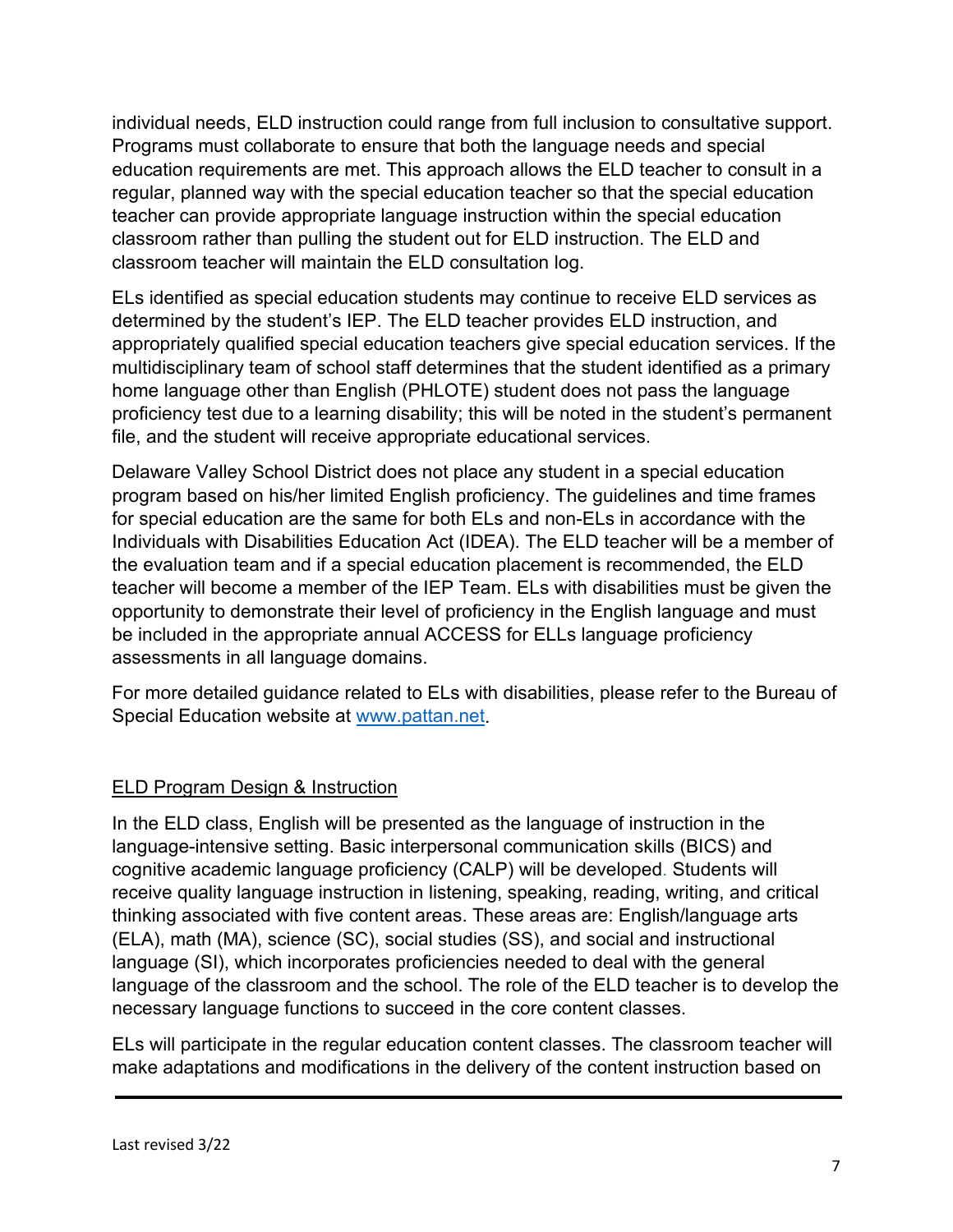individual needs, ELD instruction could range from full inclusion to consultative support. Programs must collaborate to ensure that both the language needs and special education requirements are met. This approach allows the ELD teacher to consult in a regular, planned way with the special education teacher so that the special education teacher can provide appropriate language instruction within the special education classroom rather than pulling the student out for ELD instruction. The ELD and classroom teacher will maintain the ELD consultation log.

ELs identified as special education students may continue to receive ELD services as determined by the student's IEP. The ELD teacher provides ELD instruction, and appropriately qualified special education teachers give special education services. If the multidisciplinary team of school staff determines that the student identified as a primary home language other than English (PHLOTE) student does not pass the language proficiency test due to a learning disability; this will be noted in the student's permanent file, and the student will receive appropriate educational services.

Delaware Valley School District does not place any student in a special education program based on his/her limited English proficiency. The guidelines and time frames for special education are the same for both ELs and non-ELs in accordance with the Individuals with Disabilities Education Act (IDEA). The ELD teacher will be a member of the evaluation team and if a special education placement is recommended, the ELD teacher will become a member of the IEP Team. ELs with disabilities must be given the opportunity to demonstrate their level of proficiency in the English language and must be included in the appropriate annual ACCESS for ELLs language proficiency assessments in all language domains.

For more detailed guidance related to ELs with disabilities, please refer to the Bureau of Special Education website at [www.pattan.net](http://www.pattan.net).

## ELD Program Design & Instruction

In the ELD class, English will be presented as the language of instruction in the language-intensive setting. Basic interpersonal communication skills (BICS) and cognitive academic language proficiency (CALP) will be developed. Students will receive quality language instruction in listening, speaking, reading, writing, and critical thinking associated with five content areas. These areas are: English/language arts (ELA), math (MA), science (SC), social studies (SS), and social and instructional language (SI), which incorporates proficiencies needed to deal with the general language of the classroom and the school. The role of the ELD teacher is to develop the necessary language functions to succeed in the core content classes.

ELs will participate in the regular education content classes. The classroom teacher will make adaptations and modifications in the delivery of the content instruction based on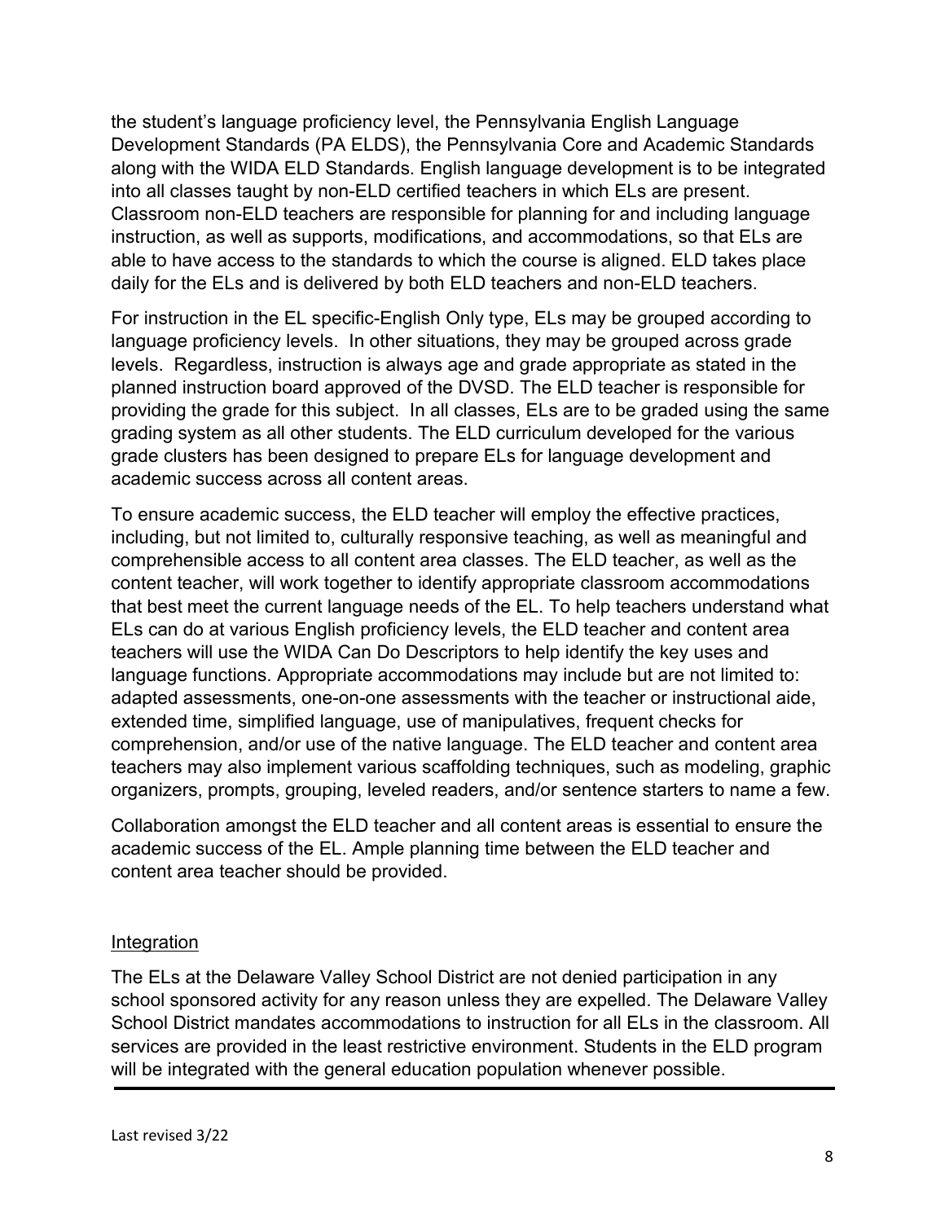the student's language proficiency level, the Pennsylvania English Language Development Standards (PA ELDS), the Pennsylvania Core and Academic Standards along with the WIDA ELD Standards. English language development is to be integrated into all classes taught by non-ELD certified teachers in which ELs are present. Classroom non-ELD teachers are responsible for planning for and including language instruction, as well as supports, modifications, and accommodations, so that ELs are able to have access to the standards to which the course is aligned. ELD takes place daily for the ELs and is delivered by both ELD teachers and non-ELD teachers.

For instruction in the EL specific-English Only type, ELs may be grouped according to language proficiency levels. In other situations, they may be grouped across grade levels. Regardless, instruction is always age and grade appropriate as stated in the planned instruction board approved of the DVSD. The ELD teacher is responsible for providing the grade for this subject. In all classes, ELs are to be graded using the same grading system as all other students. The ELD curriculum developed for the various grade clusters has been designed to prepare ELs for language development and academic success across all content areas.

To ensure academic success, the ELD teacher will employ the effective practices, including, but not limited to, culturally responsive teaching, as well as meaningful and comprehensible access to all content area classes. The ELD teacher, as well as the content teacher, will work together to identify appropriate classroom accommodations that best meet the current language needs of the EL. To help teachers understand what ELs can do at various English proficiency levels, the ELD teacher and content area teachers will use the WIDA Can Do Descriptors to help identify the key uses and language functions. Appropriate accommodations may include but are not limited to: adapted assessments, one-on-one assessments with the teacher or instructional aide, extended time, simplified language, use of manipulatives, frequent checks for comprehension, and/or use of the native language. The ELD teacher and content area teachers may also implement various scaffolding techniques, such as modeling, graphic organizers, prompts, grouping, leveled readers, and/or sentence starters to name a few.

Collaboration amongst the ELD teacher and all content areas is essential to ensure the academic success of the EL. Ample planning time between the ELD teacher and content area teacher should be provided.

## Integration

The ELs at the Delaware Valley School District are not denied participation in any school sponsored activity for any reason unless they are expelled. The Delaware Valley School District mandates accommodations to instruction for all ELs in the classroom. All services are provided in the least restrictive environment. Students in the ELD program will be integrated with the general education population whenever possible.

Last revised 3/22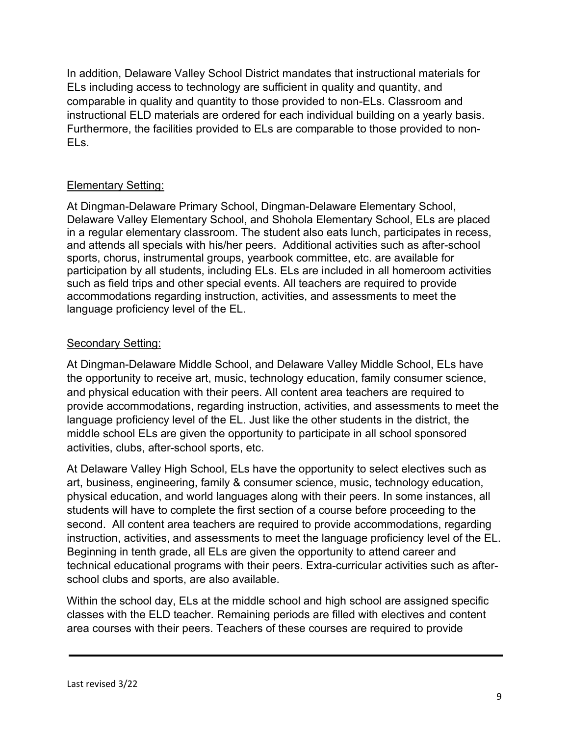In addition, Delaware Valley School District mandates that instructional materials for ELs including access to technology are sufficient in quality and quantity, and comparable in quality and quantity to those provided to non-ELs. Classroom and instructional ELD materials are ordered for each individual building on a yearly basis. Furthermore, the facilities provided to ELs are comparable to those provided to non-ELs.

Elementary Setting:

At Dingman-Delaware Primary School, Dingman-Delaware Elementary School, Delaware Valley Elementary School, and Shohola Elementary School, ELs are placed in a regular elementary classroom. The student also eats lunch, participates in recess, and attends all specials with his/her peers. Additional activities such as after-school sports, chorus, instrumental groups, yearbook committee, etc. are available for participation by all students, including ELs. ELs are included in all homeroom activities such as field trips and other special events. All teachers are required to provide accommodations regarding instruction, activities, and assessments to meet the language proficiency level of the EL.

Secondary Setting:

At Dingman-Delaware Middle School, and Delaware Valley Middle School, ELs have the opportunity to receive art, music, technology education, family consumer science, and physical education with their peers. All content area teachers are required to provide accommodations, regarding instruction, activities, and assessments to meet the language proficiency level of the EL. Just like the other students in the district, the middle school ELs are given the opportunity to participate in all school sponsored activities, clubs, after-school sports, etc.

At Delaware Valley High School, ELs have the opportunity to select electives such as art, business, engineering, family & consumer science, music, technology education, physical education, and world languages along with their peers. In some instances, all students will have to complete the first section of a course before proceeding to the second. All content area teachers are required to provide accommodations, regarding instruction, activities, and assessments to meet the language proficiency level of the EL. Beginning in tenth grade, all ELs are given the opportunity to attend career and technical educational programs with their peers. Extra-curricular activities such as after-school clubs and sports, are also available.

Within the school day, ELs at the middle school and high school are assigned specific classes with the ELD teacher. Remaining periods are filled with electives and content area courses with their peers. Teachers of these courses are required to provide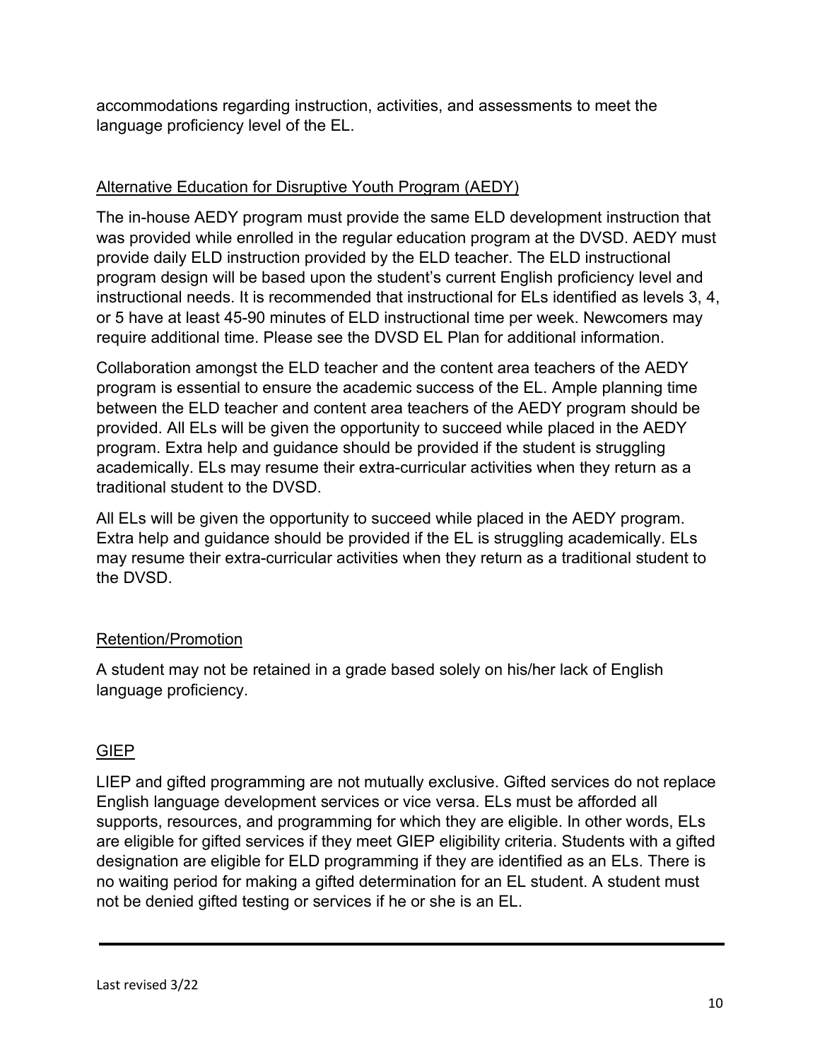accommodations regarding instruction, activities, and assessments to meet the language proficiency level of the EL.

## Alternative Education for Disruptive Youth Program (AEDY)

The in-house AEDY program must provide the same ELD development instruction that was provided while enrolled in the regular education program at the DVSD. AEDY must provide daily ELD instruction provided by the ELD teacher. The ELD instructional program design will be based upon the student's current English proficiency level and instructional needs. It is recommended that instructional for ELs identified as levels 3, 4, or 5 have at least 45-90 minutes of ELD instructional time per week. Newcomers may require additional time. Please see the DVSD EL Plan for additional information.

Collaboration amongst the ELD teacher and the content area teachers of the AEDY program is essential to ensure the academic success of the EL. Ample planning time between the ELD teacher and content area teachers of the AEDY program should be provided. All ELs will be given the opportunity to succeed while placed in the AEDY program. Extra help and guidance should be provided if the student is struggling academically. ELs may resume their extra-curricular activities when they return as a traditional student to the DVSD.

All ELs will be given the opportunity to succeed while placed in the AEDY program. Extra help and guidance should be provided if the EL is struggling academically. ELs may resume their extra-curricular activities when they return as a traditional student to the DVSD.

## Retention/Promotion

A student may not be retained in a grade based solely on his/her lack of English language proficiency.

## GIEP

LIEP and gifted programming are not mutually exclusive. Gifted services do not replace English language development services or vice versa. ELs must be afforded all supports, resources, and programming for which they are eligible. In other words, ELs are eligible for gifted services if they meet GIEP eligibility criteria. Students with a gifted designation are eligible for ELD programming if they are identified as an ELs. There is no waiting period for making a gifted determination for an EL student. A student must not be denied gifted testing or services if he or she is an EL.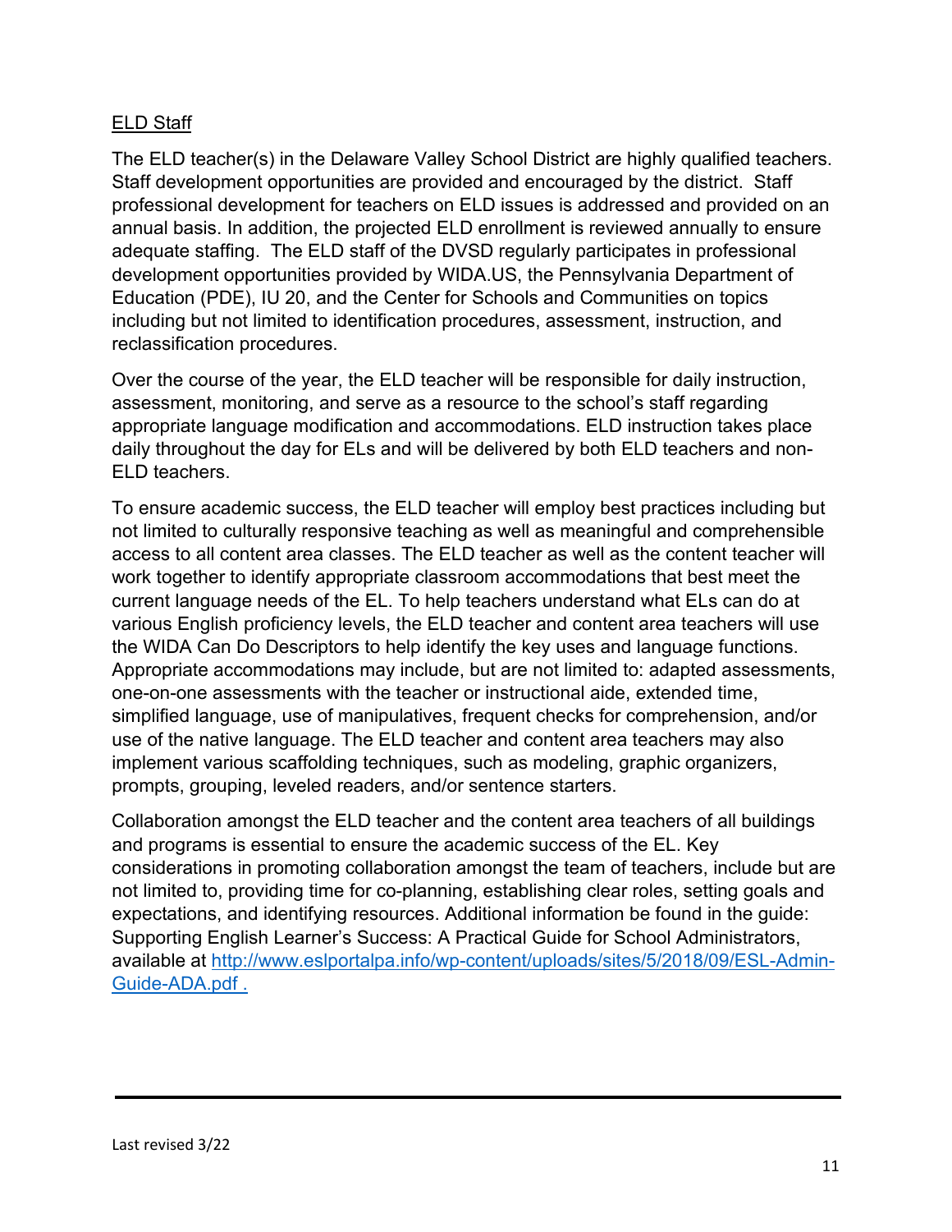## ELD Staff

The ELD teacher(s) in the Delaware Valley School District are highly qualified teachers. Staff development opportunities are provided and encouraged by the district. Staff professional development for teachers on ELD issues is addressed and provided on an annual basis. In addition, the projected ELD enrollment is reviewed annually to ensure adequate staffing. The ELD staff of the DVSD regularly participates in professional development opportunities provided by WIDA.US, the Pennsylvania Department of Education (PDE), IU 20, and the Center for Schools and Communities on topics including but not limited to identification procedures, assessment, instruction, and reclassification procedures.

Over the course of the year, the ELD teacher will be responsible for daily instruction, assessment, monitoring, and serve as a resource to the school's staff regarding appropriate language modification and accommodations. ELD instruction takes place daily throughout the day for ELs and will be delivered by both ELD teachers and non-ELD teachers.

To ensure academic success, the ELD teacher will employ best practices including but not limited to culturally responsive teaching as well as meaningful and comprehensible access to all content area classes. The ELD teacher as well as the content teacher will work together to identify appropriate classroom accommodations that best meet the current language needs of the EL. To help teachers understand what ELs can do at various English proficiency levels, the ELD teacher and content area teachers will use the WIDA Can Do Descriptors to help identify the key uses and language functions. Appropriate accommodations may include, but are not limited to: adapted assessments, one-on-one assessments with the teacher or instructional aide, extended time, simplified language, use of manipulatives, frequent checks for comprehension, and/or use of the native language. The ELD teacher and content area teachers may also implement various scaffolding techniques, such as modeling, graphic organizers, prompts, grouping, leveled readers, and/or sentence starters.

Collaboration amongst the ELD teacher and the content area teachers of all buildings and programs is essential to ensure the academic success of the EL. Key considerations in promoting collaboration amongst the team of teachers, include but are not limited to, providing time for co-planning, establishing clear roles, setting goals and expectations, and identifying resources. Additional information be found in the guide: Supporting English Learner's Success: A Practical Guide for School Administrators, available at [http://www.eslportalpa.info/wp-content/uploads/sites/5/2018/09/ESL-Admin-Guide-ADA.pdf .](http://www.eslportalpa.info/wp-content/uploads/sites/5/2018/09/ESL-Admin-Guide-ADA.pdf)

Last revised 3/22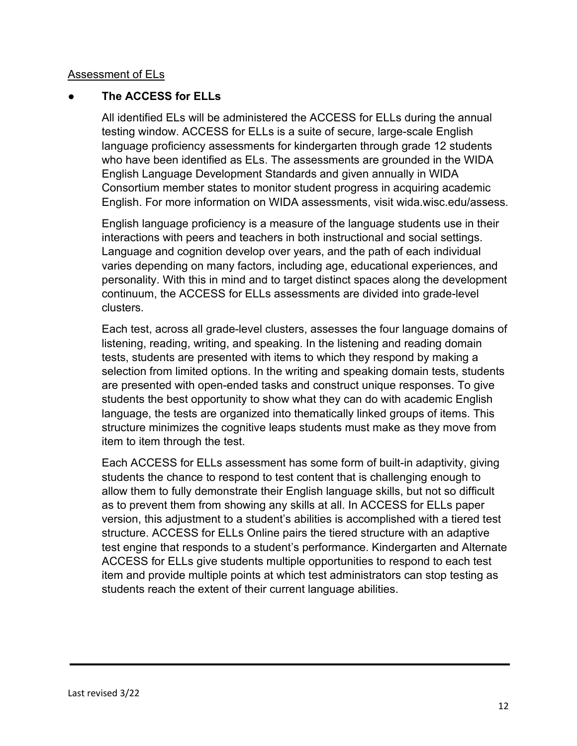Assessment of ELs

- **The ACCESS for ELLs**

  All identified ELs will be administered the ACCESS for ELLs during the annual testing window. ACCESS for ELLs is a suite of secure, large-scale English language proficiency assessments for kindergarten through grade 12 students who have been identified as ELs. The assessments are grounded in the WIDA English Language Development Standards and given annually in WIDA Consortium member states to monitor student progress in acquiring academic English. For more information on WIDA assessments, visit wida.wisc.edu/assess.

  English language proficiency is a measure of the language students use in their interactions with peers and teachers in both instructional and social settings. Language and cognition develop over years, and the path of each individual varies depending on many factors, including age, educational experiences, and personality. With this in mind and to target distinct spaces along the development continuum, the ACCESS for ELLs assessments are divided into grade-level clusters.

  Each test, across all grade-level clusters, assesses the four language domains of listening, reading, writing, and speaking. In the listening and reading domain tests, students are presented with items to which they respond by making a selection from limited options. In the writing and speaking domain tests, students are presented with open-ended tasks and construct unique responses. To give students the best opportunity to show what they can do with academic English language, the tests are organized into thematically linked groups of items. This structure minimizes the cognitive leaps students must make as they move from item to item through the test.

  Each ACCESS for ELLs assessment has some form of built-in adaptivity, giving students the chance to respond to test content that is challenging enough to allow them to fully demonstrate their English language skills, but not so difficult as to prevent them from showing any skills at all. In ACCESS for ELLs paper version, this adjustment to a student's abilities is accomplished with a tiered test structure. ACCESS for ELLs Online pairs the tiered structure with an adaptive test engine that responds to a student's performance. Kindergarten and Alternate ACCESS for ELLs give students multiple opportunities to respond to each test item and provide multiple points at which test administrators can stop testing as students reach the extent of their current language abilities.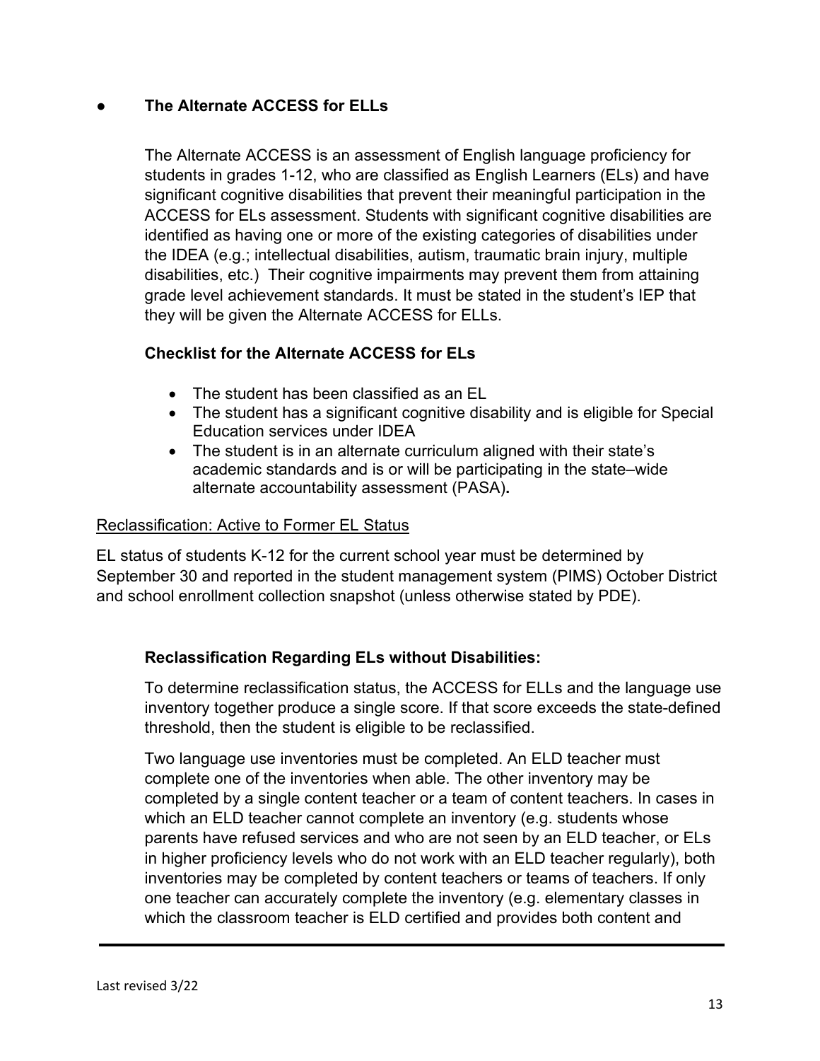- **The Alternate ACCESS for ELLs**

  The Alternate ACCESS is an assessment of English language proficiency for students in grades 1-12, who are classified as English Learners (ELs) and have significant cognitive disabilities that prevent their meaningful participation in the ACCESS for ELs assessment. Students with significant cognitive disabilities are identified as having one or more of the existing categories of disabilities under the IDEA (e.g.; intellectual disabilities, autism, traumatic brain injury, multiple disabilities, etc.) Their cognitive impairments may prevent them from attaining grade level achievement standards. It must be stated in the student's IEP that they will be given the Alternate ACCESS for ELLs.

  **Checklist for the Alternate ACCESS for ELs**

  - The student has been classified as an EL
  - The student has a significant cognitive disability and is eligible for Special Education services under IDEA
  - The student is in an alternate curriculum aligned with their state's academic standards and is or will be participating in the state–wide alternate accountability assessment (PASA)**.**

<u>Reclassification: Active to Former EL Status</u>

EL status of students K-12 for the current school year must be determined by September 30 and reported in the student management system (PIMS) October District and school enrollment collection snapshot (unless otherwise stated by PDE).

**Reclassification Regarding ELs without Disabilities:**

To determine reclassification status, the ACCESS for ELLs and the language use inventory together produce a single score. If that score exceeds the state-defined threshold, then the student is eligible to be reclassified.

Two language use inventories must be completed. An ELD teacher must complete one of the inventories when able. The other inventory may be completed by a single content teacher or a team of content teachers. In cases in which an ELD teacher cannot complete an inventory (e.g. students whose parents have refused services and who are not seen by an ELD teacher, or ELs in higher proficiency levels who do not work with an ELD teacher regularly), both inventories may be completed by content teachers or teams of teachers. If only one teacher can accurately complete the inventory (e.g. elementary classes in which the classroom teacher is ELD certified and provides both content and

Last revised 3/22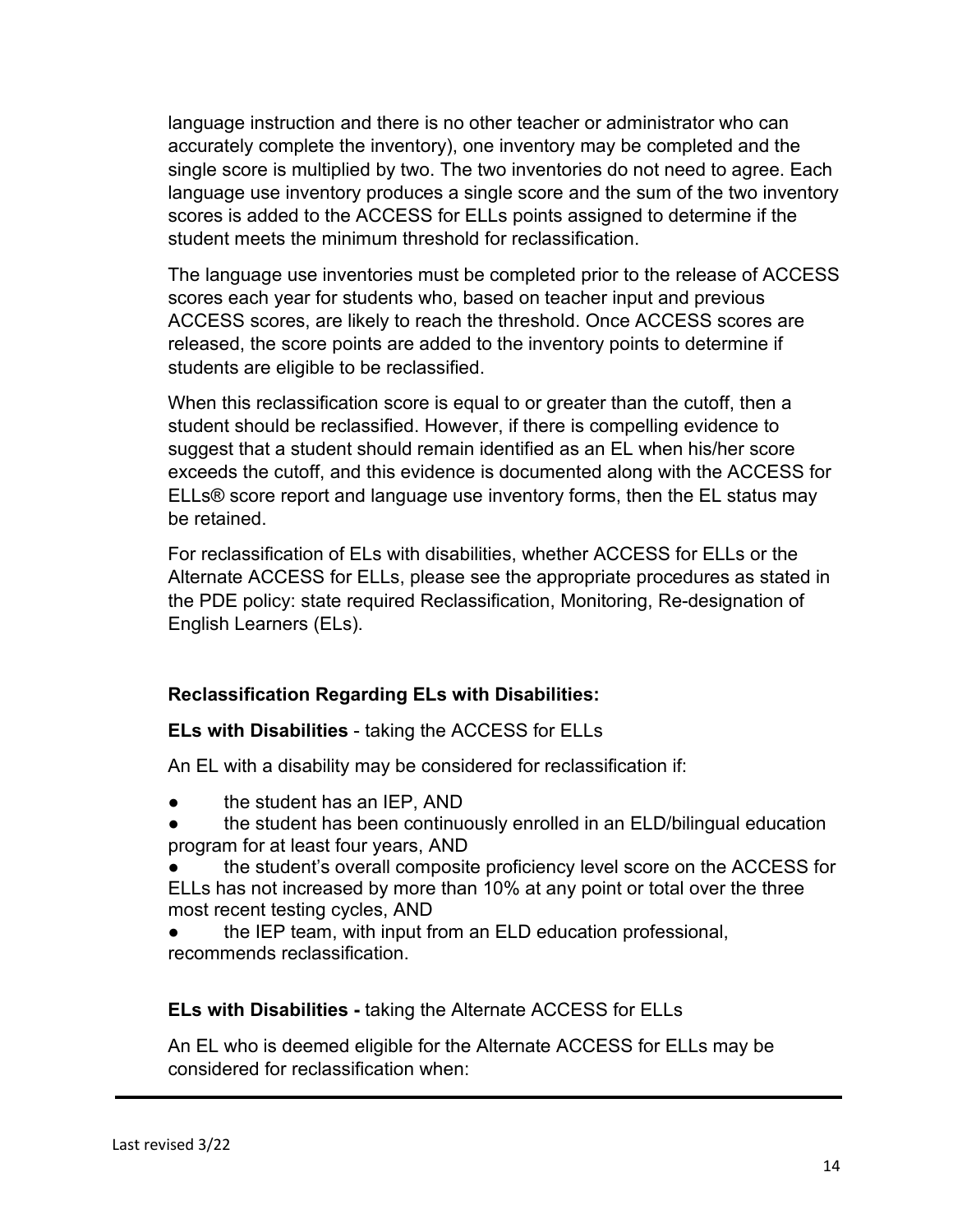language instruction and there is no other teacher or administrator who can accurately complete the inventory), one inventory may be completed and the single score is multiplied by two. The two inventories do not need to agree. Each language use inventory produces a single score and the sum of the two inventory scores is added to the ACCESS for ELLs points assigned to determine if the student meets the minimum threshold for reclassification.

The language use inventories must be completed prior to the release of ACCESS scores each year for students who, based on teacher input and previous ACCESS scores, are likely to reach the threshold. Once ACCESS scores are released, the score points are added to the inventory points to determine if students are eligible to be reclassified.

When this reclassification score is equal to or greater than the cutoff, then a student should be reclassified. However, if there is compelling evidence to suggest that a student should remain identified as an EL when his/her score exceeds the cutoff, and this evidence is documented along with the ACCESS for ELLs® score report and language use inventory forms, then the EL status may be retained.

For reclassification of ELs with disabilities, whether ACCESS for ELLs or the Alternate ACCESS for ELLs, please see the appropriate procedures as stated in the PDE policy: state required Reclassification, Monitoring, Re-designation of English Learners (ELs).

**Reclassification Regarding ELs with Disabilities:**

**ELs with Disabilities** - taking the ACCESS for ELLs

An EL with a disability may be considered for reclassification if:

- the student has an IEP, AND
- the student has been continuously enrolled in an ELD/bilingual education program for at least four years, AND
- the student's overall composite proficiency level score on the ACCESS for ELLs has not increased by more than 10% at any point or total over the three most recent testing cycles, AND
- the IEP team, with input from an ELD education professional, recommends reclassification.

**ELs with Disabilities -** taking the Alternate ACCESS for ELLs

An EL who is deemed eligible for the Alternate ACCESS for ELLs may be considered for reclassification when: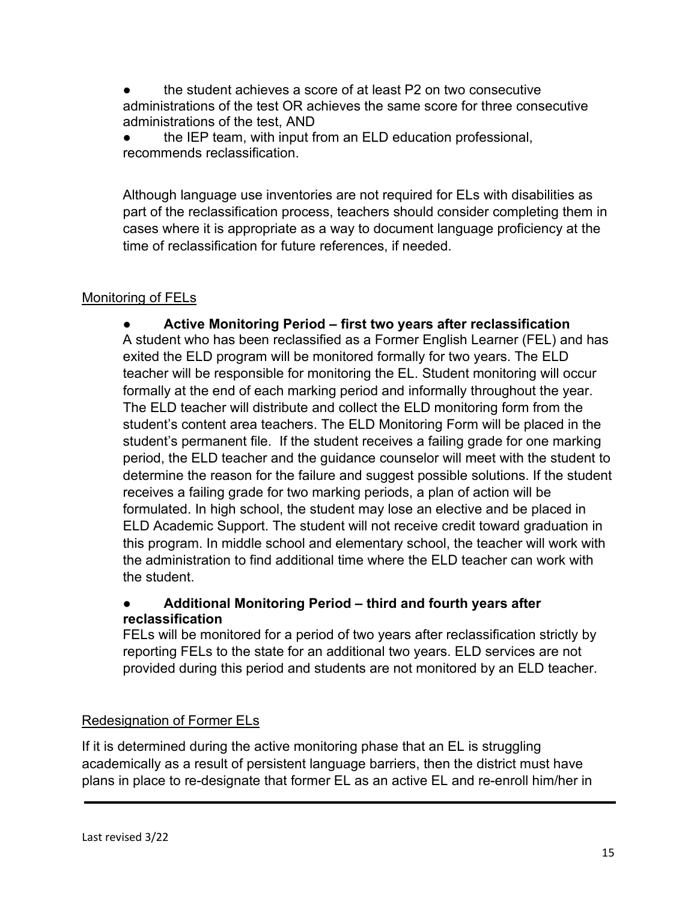- the student achieves a score of at least P2 on two consecutive administrations of the test OR achieves the same score for three consecutive administrations of the test, AND
- the IEP team, with input from an ELD education professional, recommends reclassification.

Although language use inventories are not required for ELs with disabilities as part of the reclassification process, teachers should consider completing them in cases where it is appropriate as a way to document language proficiency at the time of reclassification for future references, if needed.

## Monitoring of FELs

- **Active Monitoring Period – first two years after reclassification**

  A student who has been reclassified as a Former English Learner (FEL) and has exited the ELD program will be monitored formally for two years. The ELD teacher will be responsible for monitoring the EL. Student monitoring will occur formally at the end of each marking period and informally throughout the year. The ELD teacher will distribute and collect the ELD monitoring form from the student's content area teachers. The ELD Monitoring Form will be placed in the student's permanent file. If the student receives a failing grade for one marking period, the ELD teacher and the guidance counselor will meet with the student to determine the reason for the failure and suggest possible solutions. If the student receives a failing grade for two marking periods, a plan of action will be formulated. In high school, the student may lose an elective and be placed in ELD Academic Support. The student will not receive credit toward graduation in this program. In middle school and elementary school, the teacher will work with the administration to find additional time where the ELD teacher can work with the student.

- **Additional Monitoring Period – third and fourth years after reclassification**

  FELs will be monitored for a period of two years after reclassification strictly by reporting FELs to the state for an additional two years. ELD services are not provided during this period and students are not monitored by an ELD teacher.

## Redesignation of Former ELs

If it is determined during the active monitoring phase that an EL is struggling academically as a result of persistent language barriers, then the district must have plans in place to re-designate that former EL as an active EL and re-enroll him/her in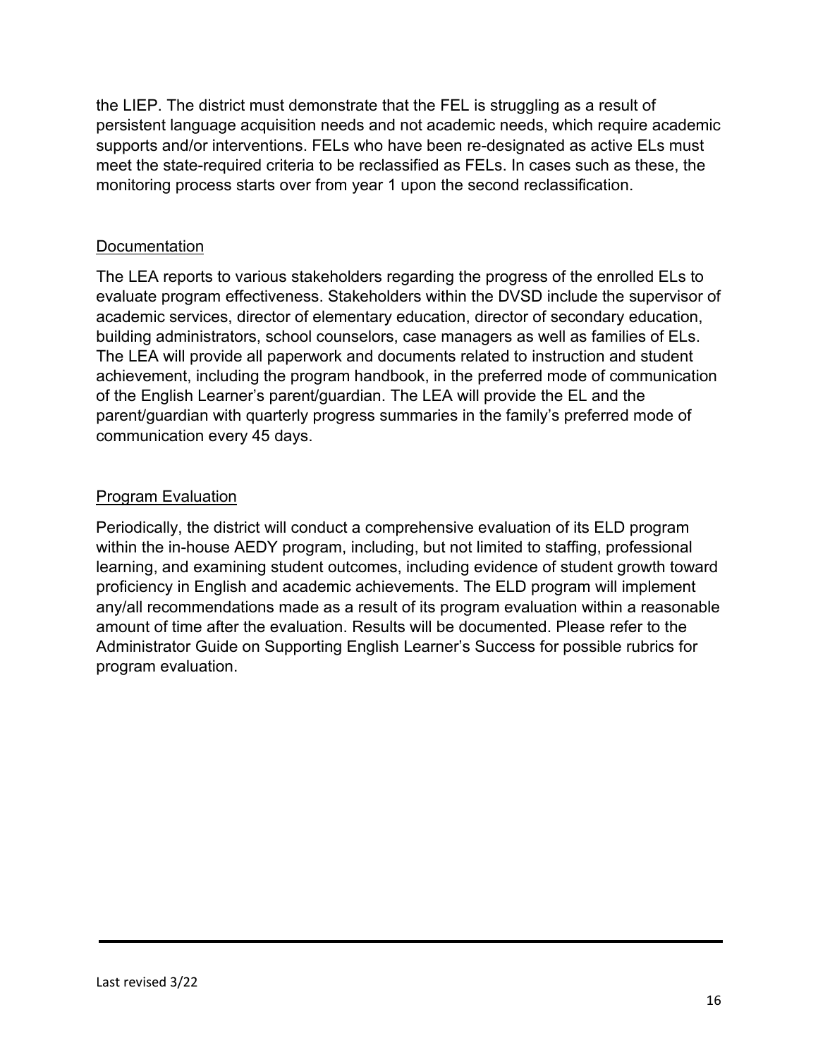the LIEP. The district must demonstrate that the FEL is struggling as a result of persistent language acquisition needs and not academic needs, which require academic supports and/or interventions. FELs who have been re-designated as active ELs must meet the state-required criteria to be reclassified as FELs. In cases such as these, the monitoring process starts over from year 1 upon the second reclassification.

## Documentation

The LEA reports to various stakeholders regarding the progress of the enrolled ELs to evaluate program effectiveness. Stakeholders within the DVSD include the supervisor of academic services, director of elementary education, director of secondary education, building administrators, school counselors, case managers as well as families of ELs. The LEA will provide all paperwork and documents related to instruction and student achievement, including the program handbook, in the preferred mode of communication of the English Learner's parent/guardian. The LEA will provide the EL and the parent/guardian with quarterly progress summaries in the family's preferred mode of communication every 45 days.

## Program Evaluation

Periodically, the district will conduct a comprehensive evaluation of its ELD program within the in-house AEDY program, including, but not limited to staffing, professional learning, and examining student outcomes, including evidence of student growth toward proficiency in English and academic achievements. The ELD program will implement any/all recommendations made as a result of its program evaluation within a reasonable amount of time after the evaluation. Results will be documented. Please refer to the Administrator Guide on Supporting English Learner's Success for possible rubrics for program evaluation.